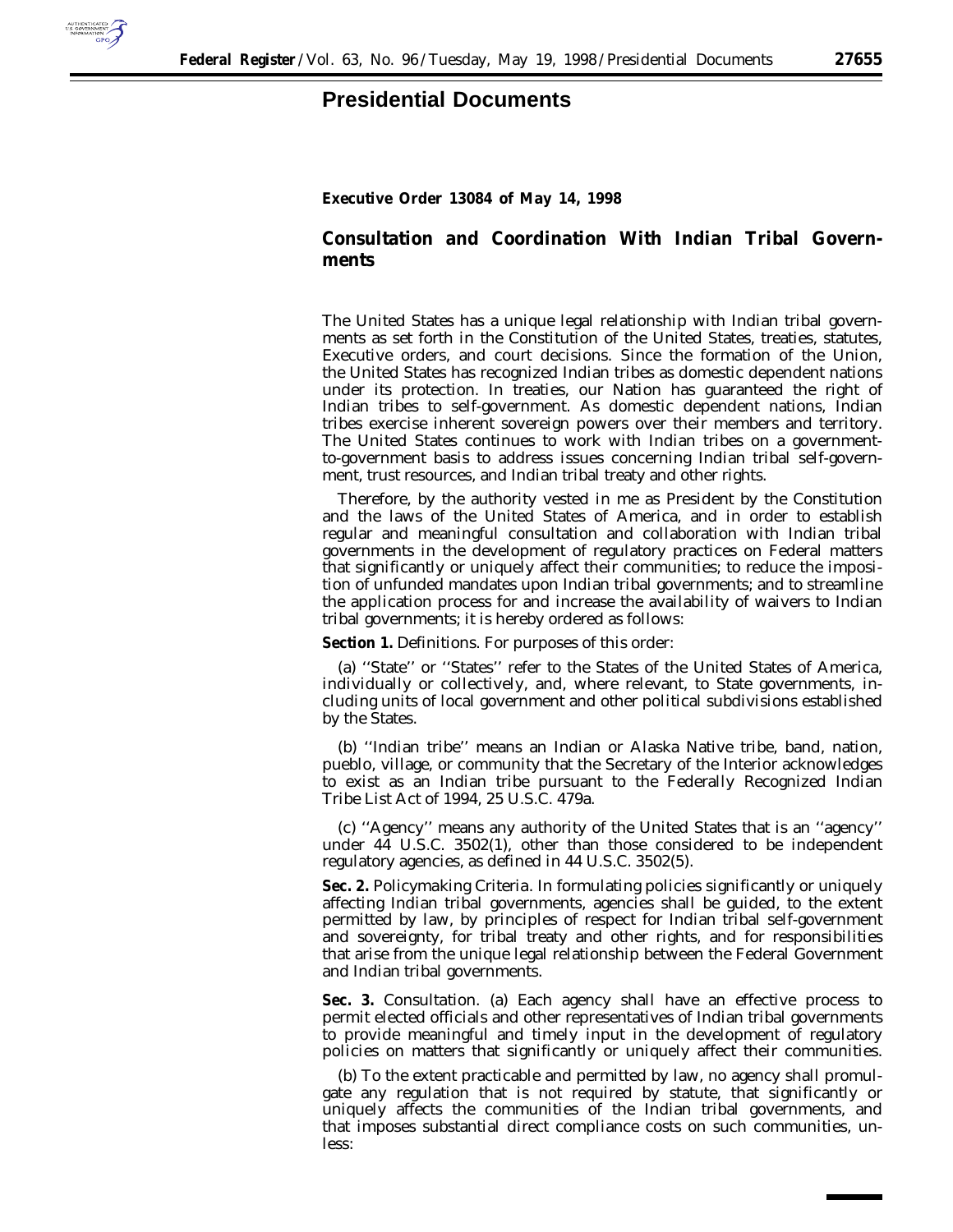# Presidential Documents

**Executive Order 13084 of May 14, 1998**

## Consultation and Coordination With Indian Tribal Governments

The United States has a unique legal relationship with Indian tribal governments as set forth in the Constitution of the United States, treaties, statutes, Executive orders, and court decisions. Since the formation of the Union, the United States has recognized Indian tribes as domestic dependent nations under its protection. In treaties, our Nation has guaranteed the right of Indian tribes to self-government. As domestic dependent nations, Indian tribes exercise inherent sovereign powers over their members and territory. The United States continues to work with Indian tribes on a government-to-government basis to address issues concerning Indian tribal self-government, trust resources, and Indian tribal treaty and other rights.

Therefore, by the authority vested in me as President by the Constitution and the laws of the United States of America, and in order to establish regular and meaningful consultation and collaboration with Indian tribal governments in the development of regulatory practices on Federal matters that significantly or uniquely affect their communities; to reduce the imposition of unfunded mandates upon Indian tribal governments; and to streamline the application process for and increase the availability of waivers to Indian tribal governments; it is hereby ordered as follows:

**Section 1.** *Definitions.* For purposes of this order:

(a) ''State'' or ''States'' refer to the States of the United States of America, individually or collectively, and, where relevant, to State governments, including units of local government and other political subdivisions established by the States.

(b) ''Indian tribe'' means an Indian or Alaska Native tribe, band, nation, pueblo, village, or community that the Secretary of the Interior acknowledges to exist as an Indian tribe pursuant to the Federally Recognized Indian Tribe List Act of 1994, 25 U.S.C. 479a.

(c) ''Agency'' means any authority of the United States that is an ''agency'' under 44 U.S.C. 3502(1), other than those considered to be independent regulatory agencies, as defined in 44 U.S.C. 3502(5).

**Sec. 2.** *Policymaking Criteria.* In formulating policies significantly or uniquely affecting Indian tribal governments, agencies shall be guided, to the extent permitted by law, by principles of respect for Indian tribal self-government and sovereignty, for tribal treaty and other rights, and for responsibilities that arise from the unique legal relationship between the Federal Government and Indian tribal governments.

**Sec. 3.** *Consultation.* (a) Each agency shall have an effective process to permit elected officials and other representatives of Indian tribal governments to provide meaningful and timely input in the development of regulatory policies on matters that significantly or uniquely affect their communities.

(b) To the extent practicable and permitted by law, no agency shall promulgate any regulation that is not required by statute, that significantly or uniquely affects the communities of the Indian tribal governments, and that imposes substantial direct compliance costs on such communities, unless: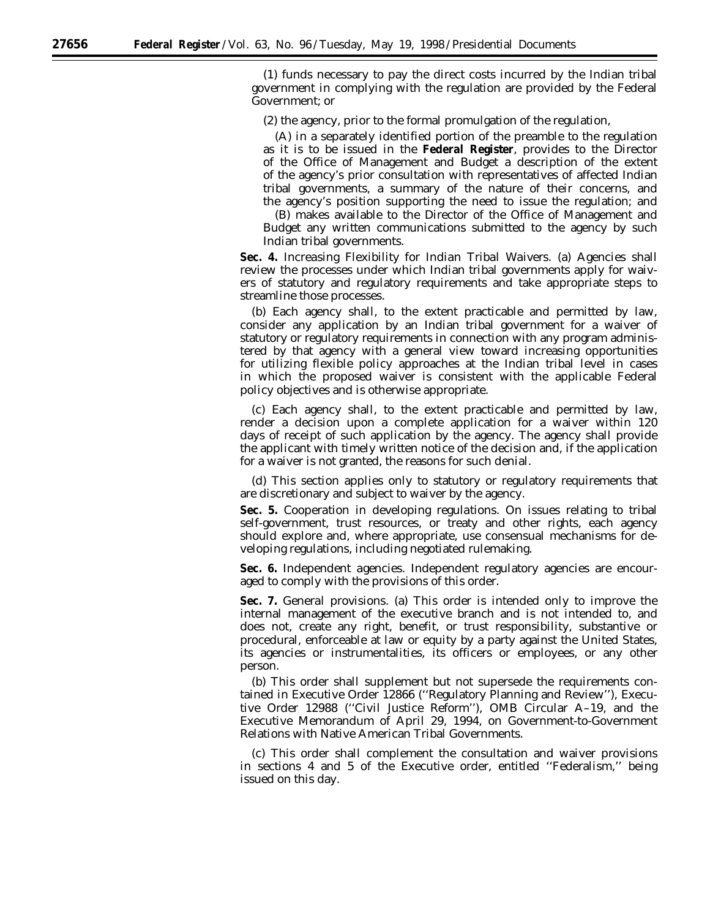(1) funds necessary to pay the direct costs incurred by the Indian tribal government in complying with the regulation are provided by the Federal Government; or

(2) the agency, prior to the formal promulgation of the regulation,

(A) in a separately identified portion of the preamble to the regulation as it is to be issued in the **Federal Register**, provides to the Director of the Office of Management and Budget a description of the extent of the agency's prior consultation with representatives of affected Indian tribal governments, a summary of the nature of their concerns, and the agency's position supporting the need to issue the regulation; and

(B) makes available to the Director of the Office of Management and Budget any written communications submitted to the agency by such Indian tribal governments.

**Sec. 4.** *Increasing Flexibility for Indian Tribal Waivers.* (a) Agencies shall review the processes under which Indian tribal governments apply for waivers of statutory and regulatory requirements and take appropriate steps to streamline those processes.

(b) Each agency shall, to the extent practicable and permitted by law, consider any application by an Indian tribal government for a waiver of statutory or regulatory requirements in connection with any program administered by that agency with a general view toward increasing opportunities for utilizing flexible policy approaches at the Indian tribal level in cases in which the proposed waiver is consistent with the applicable Federal policy objectives and is otherwise appropriate.

(c) Each agency shall, to the extent practicable and permitted by law, render a decision upon a complete application for a waiver within 120 days of receipt of such application by the agency. The agency shall provide the applicant with timely written notice of the decision and, if the application for a waiver is not granted, the reasons for such denial.

(d) This section applies only to statutory or regulatory requirements that are discretionary and subject to waiver by the agency.

**Sec. 5.** *Cooperation in developing regulations.* On issues relating to tribal self-government, trust resources, or treaty and other rights, each agency should explore and, where appropriate, use consensual mechanisms for developing regulations, including negotiated rulemaking.

**Sec. 6.** *Independent agencies.* Independent regulatory agencies are encouraged to comply with the provisions of this order.

**Sec. 7.** *General provisions.* (a) This order is intended only to improve the internal management of the executive branch and is not intended to, and does not, create any right, benefit, or trust responsibility, substantive or procedural, enforceable at law or equity by a party against the United States, its agencies or instrumentalities, its officers or employees, or any other person.

(b) This order shall supplement but not supersede the requirements contained in Executive Order 12866 (''Regulatory Planning and Review''), Executive Order 12988 (''Civil Justice Reform''), OMB Circular A–19, and the Executive Memorandum of April 29, 1994, on Government-to-Government Relations with Native American Tribal Governments.

(c) This order shall complement the consultation and waiver provisions in sections 4 and 5 of the Executive order, entitled ''Federalism,'' being issued on this day.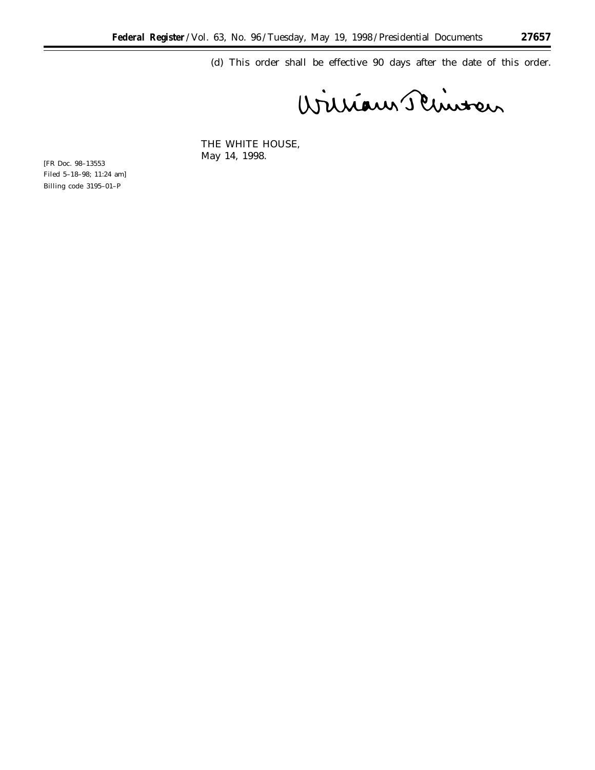(d) This order shall be effective 90 days after the date of this order.

William J. Clinton

THE WHITE HOUSE,
May 14, 1998.

[FR Doc. 98–13553
Filed 5–18–98; 11:24 am]
Billing code 3195–01–P